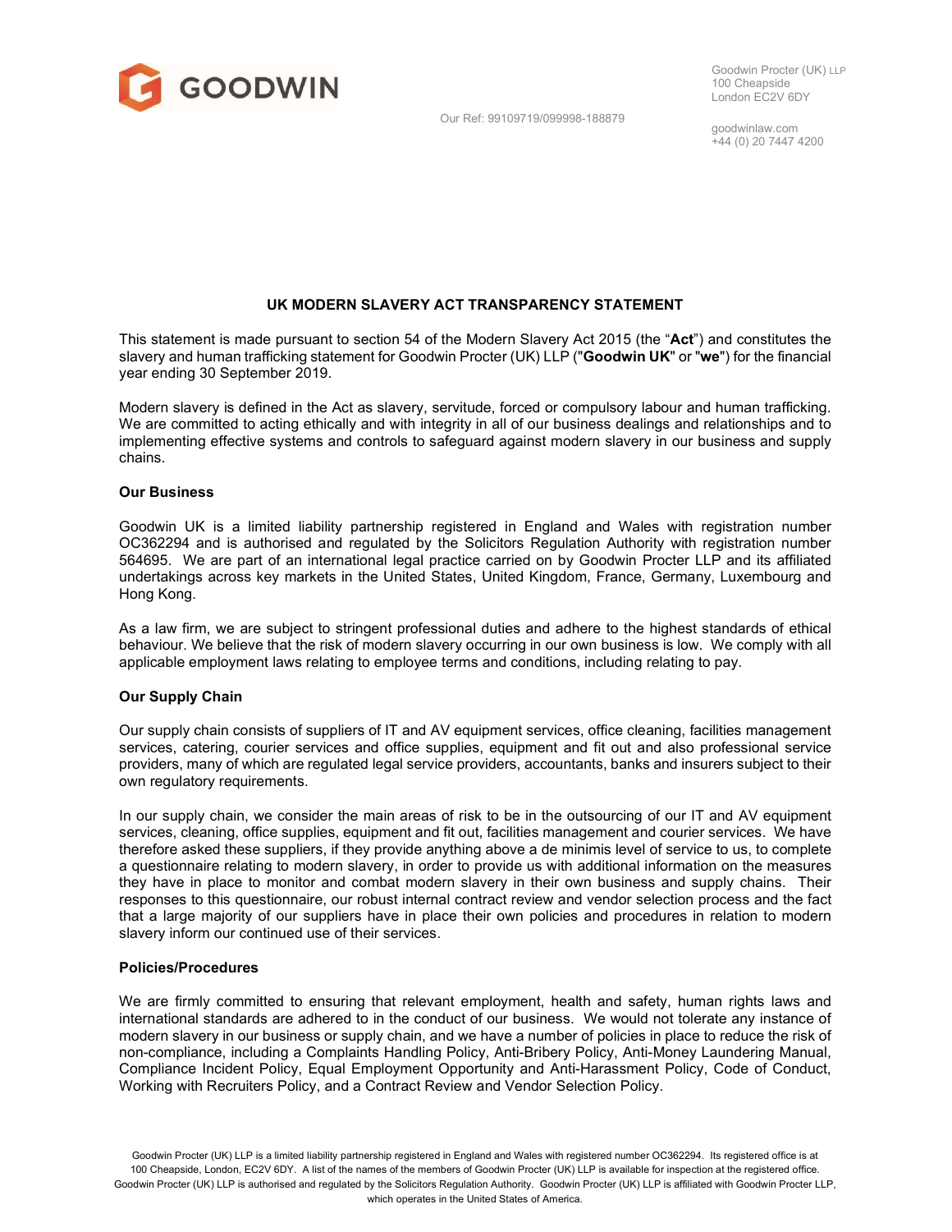GOODWIN

Our Ref: 99109719/099998-188879

Goodwin Procter (UK) LLP
100 Cheapside
London EC2V 6DY

goodwinlaw.com
+44 (0) 20 7447 4200

## UK MODERN SLAVERY ACT TRANSPARENCY STATEMENT

This statement is made pursuant to section 54 of the Modern Slavery Act 2015 (the "**Act**") and constitutes the slavery and human trafficking statement for Goodwin Procter (UK) LLP ("**Goodwin UK**" or "**we**") for the financial year ending 30 September 2019.

Modern slavery is defined in the Act as slavery, servitude, forced or compulsory labour and human trafficking. We are committed to acting ethically and with integrity in all of our business dealings and relationships and to implementing effective systems and controls to safeguard against modern slavery in our business and supply chains.

### Our Business

Goodwin UK is a limited liability partnership registered in England and Wales with registration number OC362294 and is authorised and regulated by the Solicitors Regulation Authority with registration number 564695. We are part of an international legal practice carried on by Goodwin Procter LLP and its affiliated undertakings across key markets in the United States, United Kingdom, France, Germany, Luxembourg and Hong Kong.

As a law firm, we are subject to stringent professional duties and adhere to the highest standards of ethical behaviour. We believe that the risk of modern slavery occurring in our own business is low. We comply with all applicable employment laws relating to employee terms and conditions, including relating to pay.

### Our Supply Chain

Our supply chain consists of suppliers of IT and AV equipment services, office cleaning, facilities management services, catering, courier services and office supplies, equipment and fit out and also professional service providers, many of which are regulated legal service providers, accountants, banks and insurers subject to their own regulatory requirements.

In our supply chain, we consider the main areas of risk to be in the outsourcing of our IT and AV equipment services, cleaning, office supplies, equipment and fit out, facilities management and courier services. We have therefore asked these suppliers, if they provide anything above a de minimis level of service to us, to complete a questionnaire relating to modern slavery, in order to provide us with additional information on the measures they have in place to monitor and combat modern slavery in their own business and supply chains. Their responses to this questionnaire, our robust internal contract review and vendor selection process and the fact that a large majority of our suppliers have in place their own policies and procedures in relation to modern slavery inform our continued use of their services.

### Policies/Procedures

We are firmly committed to ensuring that relevant employment, health and safety, human rights laws and international standards are adhered to in the conduct of our business. We would not tolerate any instance of modern slavery in our business or supply chain, and we have a number of policies in place to reduce the risk of non-compliance, including a Complaints Handling Policy, Anti-Bribery Policy, Anti-Money Laundering Manual, Compliance Incident Policy, Equal Employment Opportunity and Anti-Harassment Policy, Code of Conduct, Working with Recruiters Policy, and a Contract Review and Vendor Selection Policy.

Goodwin Procter (UK) LLP is a limited liability partnership registered in England and Wales with registered number OC362294. Its registered office is at 100 Cheapside, London, EC2V 6DY. A list of the names of the members of Goodwin Procter (UK) LLP is available for inspection at the registered office. Goodwin Procter (UK) LLP is authorised and regulated by the Solicitors Regulation Authority. Goodwin Procter (UK) LLP is affiliated with Goodwin Procter LLP, which operates in the United States of America.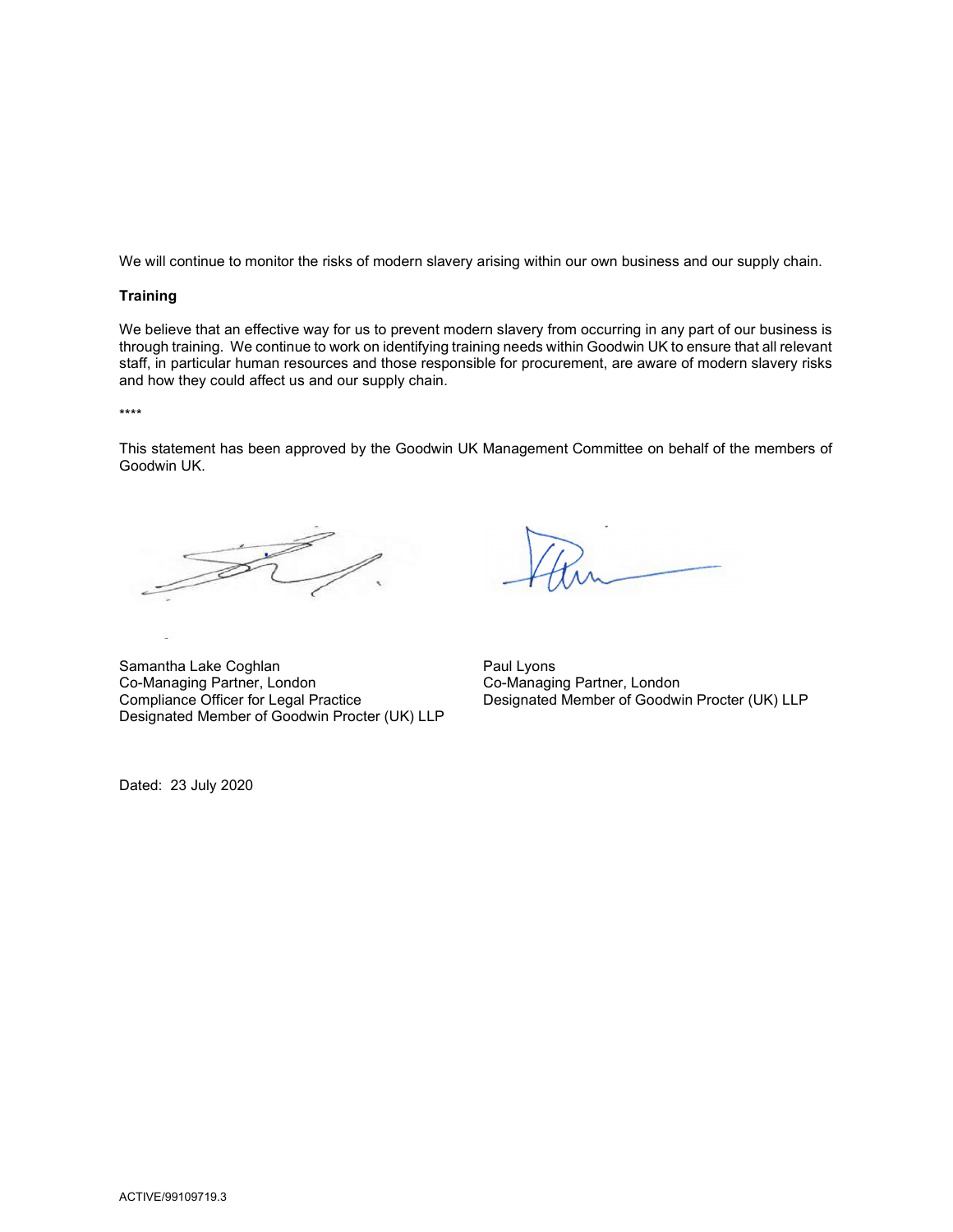We will continue to monitor the risks of modern slavery arising within our own business and our supply chain.

**Training**

We believe that an effective way for us to prevent modern slavery from occurring in any part of our business is through training. We continue to work on identifying training needs within Goodwin UK to ensure that all relevant staff, in particular human resources and those responsible for procurement, are aware of modern slavery risks and how they could affect us and our supply chain.

****

This statement has been approved by the Goodwin UK Management Committee on behalf of the members of Goodwin UK.

Samantha Lake Coghlan
Co-Managing Partner, London
Compliance Officer for Legal Practice
Designated Member of Goodwin Procter (UK) LLP

Paul Lyons
Co-Managing Partner, London
Designated Member of Goodwin Procter (UK) LLP

Dated: 23 July 2020

ACTIVE/99109719.3